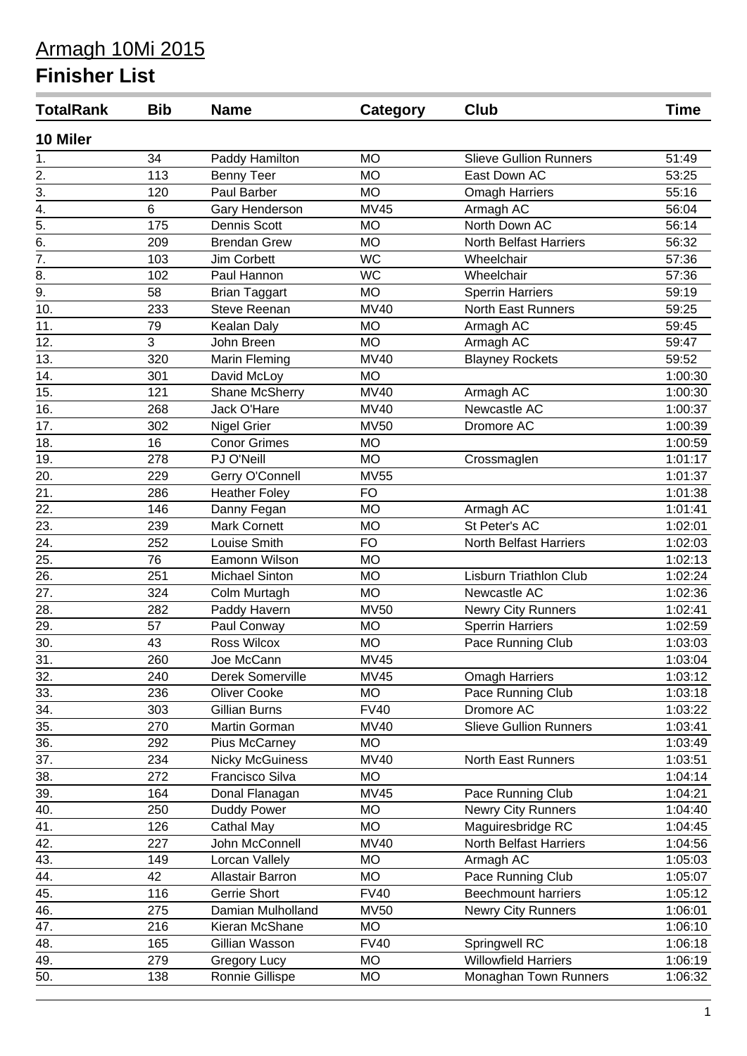# Armagh 10Mi 2015

## Finisher List

| TotalRank | Bib | Name | Category | Club | Time |
|---|---|---|---|---|---|
| **10 Miler** | | | | | |
| 1. | 34 | Paddy Hamilton | MO | Slieve Gullion Runners | 51:49 |
| 2. | 113 | Benny Teer | MO | East Down AC | 53:25 |
| 3. | 120 | Paul Barber | MO | Omagh Harriers | 55:16 |
| 4. | 6 | Gary Henderson | MV45 | Armagh AC | 56:04 |
| 5. | 175 | Dennis Scott | MO | North Down AC | 56:14 |
| 6. | 209 | Brendan Grew | MO | North Belfast Harriers | 56:32 |
| 7. | 103 | Jim Corbett | WC | Wheelchair | 57:36 |
| 8. | 102 | Paul Hannon | WC | Wheelchair | 57:36 |
| 9. | 58 | Brian Taggart | MO | Sperrin Harriers | 59:19 |
| 10. | 233 | Steve Reenan | MV40 | North East Runners | 59:25 |
| 11. | 79 | Kealan Daly | MO | Armagh AC | 59:45 |
| 12. | 3 | John Breen | MO | Armagh AC | 59:47 |
| 13. | 320 | Marin Fleming | MV40 | Blayney Rockets | 59:52 |
| 14. | 301 | David McLoy | MO | | 1:00:30 |
| 15. | 121 | Shane McSherry | MV40 | Armagh AC | 1:00:30 |
| 16. | 268 | Jack O'Hare | MV40 | Newcastle AC | 1:00:37 |
| 17. | 302 | Nigel Grier | MV50 | Dromore AC | 1:00:39 |
| 18. | 16 | Conor Grimes | MO | | 1:00:59 |
| 19. | 278 | PJ O'Neill | MO | Crossmaglen | 1:01:17 |
| 20. | 229 | Gerry O'Connell | MV55 | | 1:01:37 |
| 21. | 286 | Heather Foley | FO | | 1:01:38 |
| 22. | 146 | Danny Fegan | MO | Armagh AC | 1:01:41 |
| 23. | 239 | Mark Cornett | MO | St Peter's AC | 1:02:01 |
| 24. | 252 | Louise Smith | FO | North Belfast Harriers | 1:02:03 |
| 25. | 76 | Eamonn Wilson | MO | | 1:02:13 |
| 26. | 251 | Michael Sinton | MO | Lisburn Triathlon Club | 1:02:24 |
| 27. | 324 | Colm Murtagh | MO | Newcastle AC | 1:02:36 |
| 28. | 282 | Paddy Havern | MV50 | Newry City Runners | 1:02:41 |
| 29. | 57 | Paul Conway | MO | Sperrin Harriers | 1:02:59 |
| 30. | 43 | Ross Wilcox | MO | Pace Running Club | 1:03:03 |
| 31. | 260 | Joe McCann | MV45 | | 1:03:04 |
| 32. | 240 | Derek Somerville | MV45 | Omagh Harriers | 1:03:12 |
| 33. | 236 | Oliver Cooke | MO | Pace Running Club | 1:03:18 |
| 34. | 303 | Gillian Burns | FV40 | Dromore AC | 1:03:22 |
| 35. | 270 | Martin Gorman | MV40 | Slieve Gullion Runners | 1:03:41 |
| 36. | 292 | Pius McCarney | MO | | 1:03:49 |
| 37. | 234 | Nicky McGuiness | MV40 | North East Runners | 1:03:51 |
| 38. | 272 | Francisco Silva | MO | | 1:04:14 |
| 39. | 164 | Donal Flanagan | MV45 | Pace Running Club | 1:04:21 |
| 40. | 250 | Duddy Power | MO | Newry City Runners | 1:04:40 |
| 41. | 126 | Cathal May | MO | Maguiresbridge RC | 1:04:45 |
| 42. | 227 | John McConnell | MV40 | North Belfast Harriers | 1:04:56 |
| 43. | 149 | Lorcan Vallely | MO | Armagh AC | 1:05:03 |
| 44. | 42 | Allastair Barron | MO | Pace Running Club | 1:05:07 |
| 45. | 116 | Gerrie Short | FV40 | Beechmount harriers | 1:05:12 |
| 46. | 275 | Damian Mulholland | MV50 | Newry City Runners | 1:06:01 |
| 47. | 216 | Kieran McShane | MO | | 1:06:10 |
| 48. | 165 | Gillian Wasson | FV40 | Springwell RC | 1:06:18 |
| 49. | 279 | Gregory Lucy | MO | Willowfield Harriers | 1:06:19 |
| 50. | 138 | Ronnie Gillispe | MO | Monaghan Town Runners | 1:06:32 |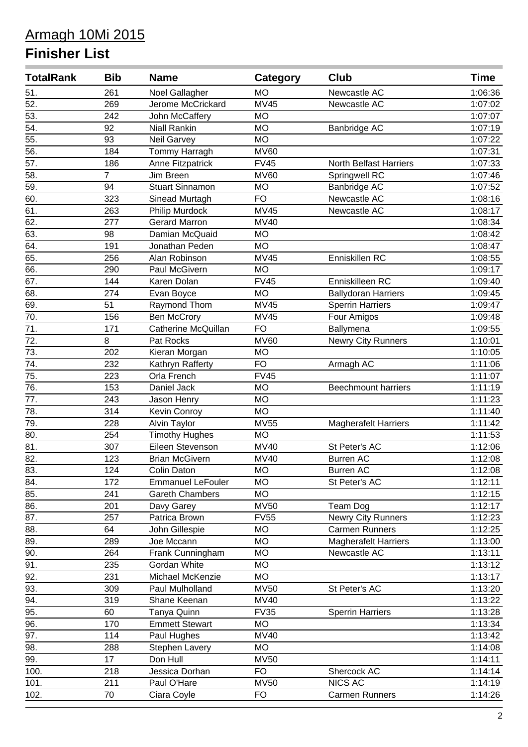# Armagh 10Mi 2015

## Finisher List

| TotalRank | Bib | Name | Category | Club | Time |
|---|---|---|---|---|---|
| 51. | 261 | Noel Gallagher | MO | Newcastle AC | 1:06:36 |
| 52. | 269 | Jerome McCrickard | MV45 | Newcastle AC | 1:07:02 |
| 53. | 242 | John McCaffery | MO | | 1:07:07 |
| 54. | 92 | Niall Rankin | MO | Banbridge AC | 1:07:19 |
| 55. | 93 | Neil Garvey | MO | | 1:07:22 |
| 56. | 184 | Tommy Harragh | MV60 | | 1:07:31 |
| 57. | 186 | Anne Fitzpatrick | FV45 | North Belfast Harriers | 1:07:33 |
| 58. | 7 | Jim Breen | MV60 | Springwell RC | 1:07:46 |
| 59. | 94 | Stuart Sinnamon | MO | Banbridge AC | 1:07:52 |
| 60. | 323 | Sinead Murtagh | FO | Newcastle AC | 1:08:16 |
| 61. | 263 | Philip Murdock | MV45 | Newcastle AC | 1:08:17 |
| 62. | 277 | Gerard Marron | MV40 | | 1:08:34 |
| 63. | 98 | Damian McQuaid | MO | | 1:08:42 |
| 64. | 191 | Jonathan Peden | MO | | 1:08:47 |
| 65. | 256 | Alan Robinson | MV45 | Enniskillen RC | 1:08:55 |
| 66. | 290 | Paul McGivern | MO | | 1:09:17 |
| 67. | 144 | Karen Dolan | FV45 | Enniskilleen RC | 1:09:40 |
| 68. | 274 | Evan Boyce | MO | Ballydoran Harriers | 1:09:45 |
| 69. | 51 | Raymond Thom | MV45 | Sperrin Harriers | 1:09:47 |
| 70. | 156 | Ben McCrory | MV45 | Four Amigos | 1:09:48 |
| 71. | 171 | Catherine McQuillan | FO | Ballymena | 1:09:55 |
| 72. | 8 | Pat Rocks | MV60 | Newry City Runners | 1:10:01 |
| 73. | 202 | Kieran Morgan | MO | | 1:10:05 |
| 74. | 232 | Kathryn Rafferty | FO | Armagh AC | 1:11:06 |
| 75. | 223 | Orla French | FV45 | | 1:11:07 |
| 76. | 153 | Daniel Jack | MO | Beechmount harriers | 1:11:19 |
| 77. | 243 | Jason Henry | MO | | 1:11:23 |
| 78. | 314 | Kevin Conroy | MO | | 1:11:40 |
| 79. | 228 | Alvin Taylor | MV55 | Magherafelt Harriers | 1:11:42 |
| 80. | 254 | Timothy Hughes | MO | | 1:11:53 |
| 81. | 307 | Eileen Stevenson | MV40 | St Peter's AC | 1:12:06 |
| 82. | 123 | Brian McGivern | MV40 | Burren AC | 1:12:08 |
| 83. | 124 | Colin Daton | MO | Burren AC | 1:12:08 |
| 84. | 172 | Emmanuel LeFouler | MO | St Peter's AC | 1:12:11 |
| 85. | 241 | Gareth Chambers | MO | | 1:12:15 |
| 86. | 201 | Davy Garey | MV50 | Team Dog | 1:12:17 |
| 87. | 257 | Patrica Brown | FV55 | Newry City Runners | 1:12:23 |
| 88. | 64 | John Gillespie | MO | Carmen Runners | 1:12:25 |
| 89. | 289 | Joe Mccann | MO | Magherafelt Harriers | 1:13:00 |
| 90. | 264 | Frank Cunningham | MO | Newcastle AC | 1:13:11 |
| 91. | 235 | Gordan White | MO | | 1:13:12 |
| 92. | 231 | Michael McKenzie | MO | | 1:13:17 |
| 93. | 309 | Paul Mulholland | MV50 | St Peter's AC | 1:13:20 |
| 94. | 319 | Shane Keenan | MV40 | | 1:13:22 |
| 95. | 60 | Tanya Quinn | FV35 | Sperrin Harriers | 1:13:28 |
| 96. | 170 | Emmett Stewart | MO | | 1:13:34 |
| 97. | 114 | Paul Hughes | MV40 | | 1:13:42 |
| 98. | 288 | Stephen Lavery | MO | | 1:14:08 |
| 99. | 17 | Don Hull | MV50 | | 1:14:11 |
| 100. | 218 | Jessica Dorhan | FO | Shercock AC | 1:14:14 |
| 101. | 211 | Paul O'Hare | MV50 | NICS AC | 1:14:19 |
| 102. | 70 | Ciara Coyle | FO | Carmen Runners | 1:14:26 |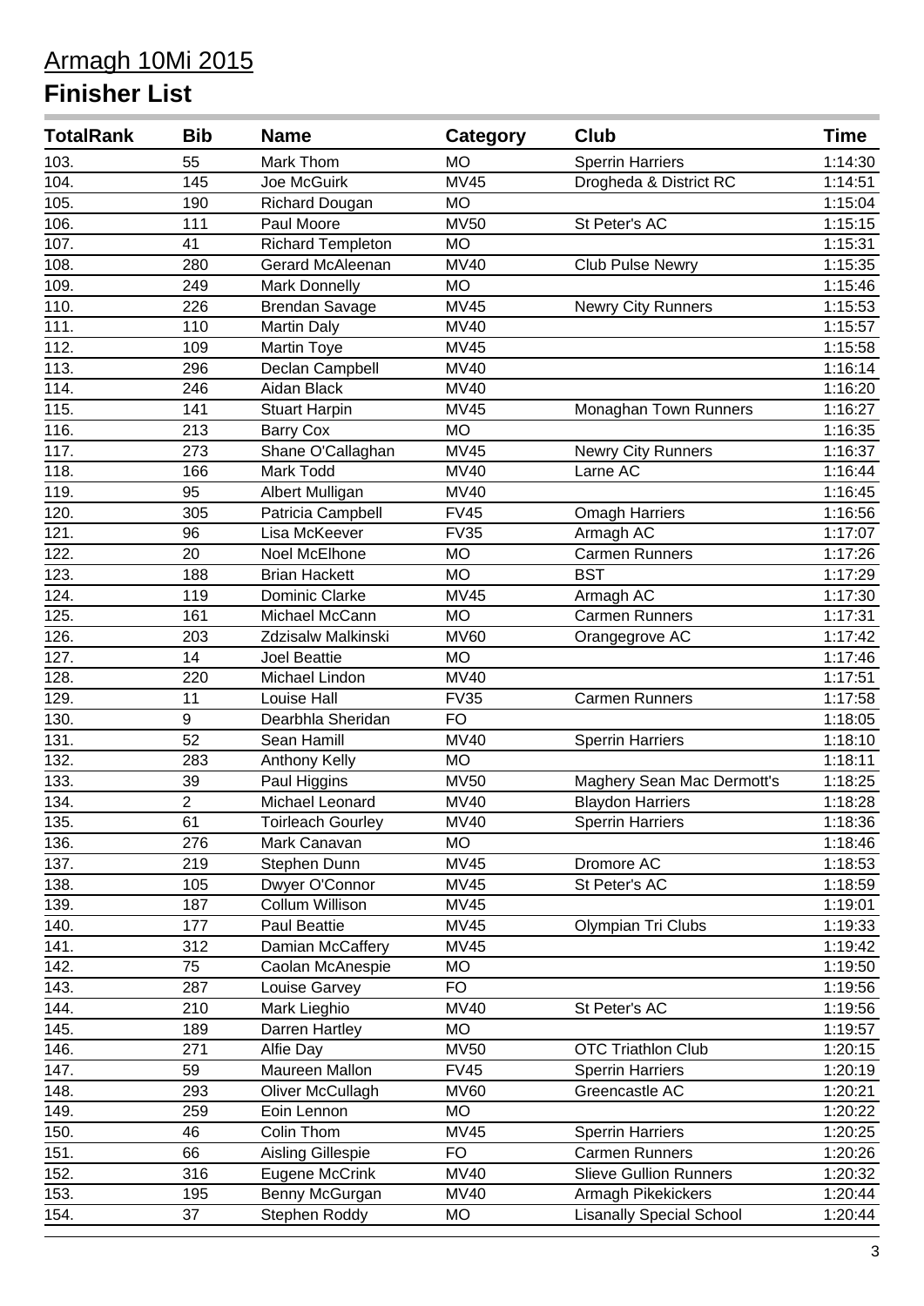# Armagh 10Mi 2015

## Finisher List

| TotalRank | Bib | Name | Category | Club | Time |
|---|---|---|---|---|---|
| 103. | 55 | Mark Thom | MO | Sperrin Harriers | 1:14:30 |
| 104. | 145 | Joe McGuirk | MV45 | Drogheda & District RC | 1:14:51 |
| 105. | 190 | Richard Dougan | MO | | 1:15:04 |
| 106. | 111 | Paul Moore | MV50 | St Peter's AC | 1:15:15 |
| 107. | 41 | Richard Templeton | MO | | 1:15:31 |
| 108. | 280 | Gerard McAleenan | MV40 | Club Pulse Newry | 1:15:35 |
| 109. | 249 | Mark Donnelly | MO | | 1:15:46 |
| 110. | 226 | Brendan Savage | MV45 | Newry City Runners | 1:15:53 |
| 111. | 110 | Martin Daly | MV40 | | 1:15:57 |
| 112. | 109 | Martin Toye | MV45 | | 1:15:58 |
| 113. | 296 | Declan Campbell | MV40 | | 1:16:14 |
| 114. | 246 | Aidan Black | MV40 | | 1:16:20 |
| 115. | 141 | Stuart Harpin | MV45 | Monaghan Town Runners | 1:16:27 |
| 116. | 213 | Barry Cox | MO | | 1:16:35 |
| 117. | 273 | Shane O'Callaghan | MV45 | Newry City Runners | 1:16:37 |
| 118. | 166 | Mark Todd | MV40 | Larne AC | 1:16:44 |
| 119. | 95 | Albert Mulligan | MV40 | | 1:16:45 |
| 120. | 305 | Patricia Campbell | FV45 | Omagh Harriers | 1:16:56 |
| 121. | 96 | Lisa McKeever | FV35 | Armagh AC | 1:17:07 |
| 122. | 20 | Noel McElhone | MO | Carmen Runners | 1:17:26 |
| 123. | 188 | Brian Hackett | MO | BST | 1:17:29 |
| 124. | 119 | Dominic Clarke | MV45 | Armagh AC | 1:17:30 |
| 125. | 161 | Michael McCann | MO | Carmen Runners | 1:17:31 |
| 126. | 203 | Zdzisalw Malkinski | MV60 | Orangegrove AC | 1:17:42 |
| 127. | 14 | Joel Beattie | MO | | 1:17:46 |
| 128. | 220 | Michael Lindon | MV40 | | 1:17:51 |
| 129. | 11 | Louise Hall | FV35 | Carmen Runners | 1:17:58 |
| 130. | 9 | Dearbhla Sheridan | FO | | 1:18:05 |
| 131. | 52 | Sean Hamill | MV40 | Sperrin Harriers | 1:18:10 |
| 132. | 283 | Anthony Kelly | MO | | 1:18:11 |
| 133. | 39 | Paul Higgins | MV50 | Maghery Sean Mac Dermott's | 1:18:25 |
| 134. | 2 | Michael Leonard | MV40 | Blaydon Harriers | 1:18:28 |
| 135. | 61 | Toirleach Gourley | MV40 | Sperrin Harriers | 1:18:36 |
| 136. | 276 | Mark Canavan | MO | | 1:18:46 |
| 137. | 219 | Stephen Dunn | MV45 | Dromore AC | 1:18:53 |
| 138. | 105 | Dwyer O'Connor | MV45 | St Peter's AC | 1:18:59 |
| 139. | 187 | Collum Willison | MV45 | | 1:19:01 |
| 140. | 177 | Paul Beattie | MV45 | Olympian Tri Clubs | 1:19:33 |
| 141. | 312 | Damian McCaffery | MV45 | | 1:19:42 |
| 142. | 75 | Caolan McAnespie | MO | | 1:19:50 |
| 143. | 287 | Louise Garvey | FO | | 1:19:56 |
| 144. | 210 | Mark Lieghio | MV40 | St Peter's AC | 1:19:56 |
| 145. | 189 | Darren Hartley | MO | | 1:19:57 |
| 146. | 271 | Alfie Day | MV50 | OTC Triathlon Club | 1:20:15 |
| 147. | 59 | Maureen Mallon | FV45 | Sperrin Harriers | 1:20:19 |
| 148. | 293 | Oliver McCullagh | MV60 | Greencastle AC | 1:20:21 |
| 149. | 259 | Eoin Lennon | MO | | 1:20:22 |
| 150. | 46 | Colin Thom | MV45 | Sperrin Harriers | 1:20:25 |
| 151. | 66 | Aisling Gillespie | FO | Carmen Runners | 1:20:26 |
| 152. | 316 | Eugene McCrink | MV40 | Slieve Gullion Runners | 1:20:32 |
| 153. | 195 | Benny McGurgan | MV40 | Armagh Pikekickers | 1:20:44 |
| 154. | 37 | Stephen Roddy | MO | Lisanally Special School | 1:20:44 |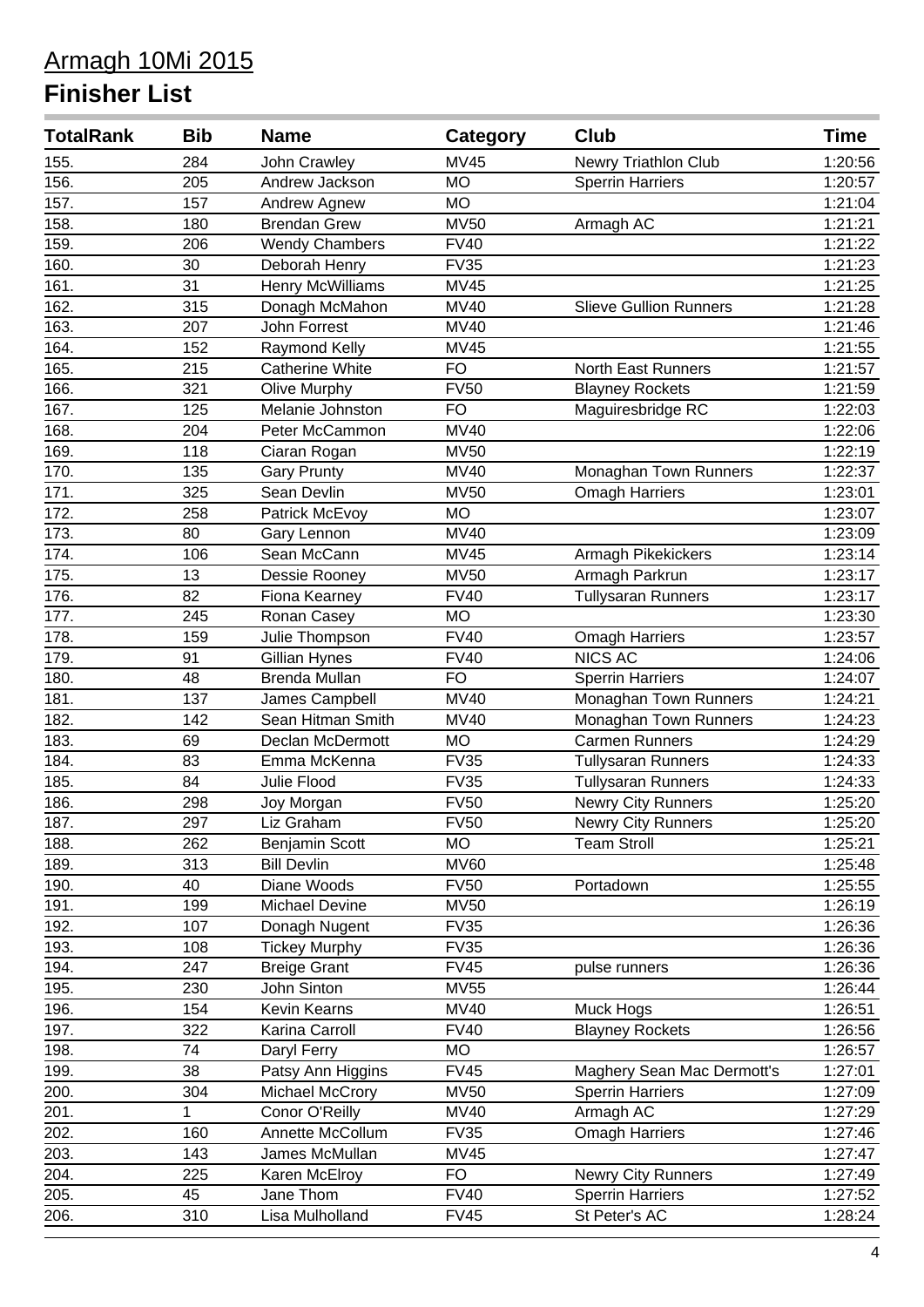# Armagh 10Mi 2015

## Finisher List

| TotalRank | Bib | Name | Category | Club | Time |
|---|---|---|---|---|---|
| 155. | 284 | John Crawley | MV45 | Newry Triathlon Club | 1:20:56 |
| 156. | 205 | Andrew Jackson | MO | Sperrin Harriers | 1:20:57 |
| 157. | 157 | Andrew Agnew | MO | | 1:21:04 |
| 158. | 180 | Brendan Grew | MV50 | Armagh AC | 1:21:21 |
| 159. | 206 | Wendy Chambers | FV40 | | 1:21:22 |
| 160. | 30 | Deborah Henry | FV35 | | 1:21:23 |
| 161. | 31 | Henry McWilliams | MV45 | | 1:21:25 |
| 162. | 315 | Donagh McMahon | MV40 | Slieve Gullion Runners | 1:21:28 |
| 163. | 207 | John Forrest | MV40 | | 1:21:46 |
| 164. | 152 | Raymond Kelly | MV45 | | 1:21:55 |
| 165. | 215 | Catherine White | FO | North East Runners | 1:21:57 |
| 166. | 321 | Olive Murphy | FV50 | Blayney Rockets | 1:21:59 |
| 167. | 125 | Melanie Johnston | FO | Maguiresbridge RC | 1:22:03 |
| 168. | 204 | Peter McCammon | MV40 | | 1:22:06 |
| 169. | 118 | Ciaran Rogan | MV50 | | 1:22:19 |
| 170. | 135 | Gary Prunty | MV40 | Monaghan Town Runners | 1:22:37 |
| 171. | 325 | Sean Devlin | MV50 | Omagh Harriers | 1:23:01 |
| 172. | 258 | Patrick McEvoy | MO | | 1:23:07 |
| 173. | 80 | Gary Lennon | MV40 | | 1:23:09 |
| 174. | 106 | Sean McCann | MV45 | Armagh Pikekickers | 1:23:14 |
| 175. | 13 | Dessie Rooney | MV50 | Armagh Parkrun | 1:23:17 |
| 176. | 82 | Fiona Kearney | FV40 | Tullysaran Runners | 1:23:17 |
| 177. | 245 | Ronan Casey | MO | | 1:23:30 |
| 178. | 159 | Julie Thompson | FV40 | Omagh Harriers | 1:23:57 |
| 179. | 91 | Gillian Hynes | FV40 | NICS AC | 1:24:06 |
| 180. | 48 | Brenda Mullan | FO | Sperrin Harriers | 1:24:07 |
| 181. | 137 | James Campbell | MV40 | Monaghan Town Runners | 1:24:21 |
| 182. | 142 | Sean Hitman Smith | MV40 | Monaghan Town Runners | 1:24:23 |
| 183. | 69 | Declan McDermott | MO | Carmen Runners | 1:24:29 |
| 184. | 83 | Emma McKenna | FV35 | Tullysaran Runners | 1:24:33 |
| 185. | 84 | Julie Flood | FV35 | Tullysaran Runners | 1:24:33 |
| 186. | 298 | Joy Morgan | FV50 | Newry City Runners | 1:25:20 |
| 187. | 297 | Liz Graham | FV50 | Newry City Runners | 1:25:20 |
| 188. | 262 | Benjamin Scott | MO | Team Stroll | 1:25:21 |
| 189. | 313 | Bill Devlin | MV60 | | 1:25:48 |
| 190. | 40 | Diane Woods | FV50 | Portadown | 1:25:55 |
| 191. | 199 | Michael Devine | MV50 | | 1:26:19 |
| 192. | 107 | Donagh Nugent | FV35 | | 1:26:36 |
| 193. | 108 | Tickey Murphy | FV35 | | 1:26:36 |
| 194. | 247 | Breige Grant | FV45 | pulse runners | 1:26:36 |
| 195. | 230 | John Sinton | MV55 | | 1:26:44 |
| 196. | 154 | Kevin Kearns | MV40 | Muck Hogs | 1:26:51 |
| 197. | 322 | Karina Carroll | FV40 | Blayney Rockets | 1:26:56 |
| 198. | 74 | Daryl Ferry | MO | | 1:26:57 |
| 199. | 38 | Patsy Ann Higgins | FV45 | Maghery Sean Mac Dermott's | 1:27:01 |
| 200. | 304 | Michael McCrory | MV50 | Sperrin Harriers | 1:27:09 |
| 201. | 1 | Conor O'Reilly | MV40 | Armagh AC | 1:27:29 |
| 202. | 160 | Annette McCollum | FV35 | Omagh Harriers | 1:27:46 |
| 203. | 143 | James McMullan | MV45 | | 1:27:47 |
| 204. | 225 | Karen McElroy | FO | Newry City Runners | 1:27:49 |
| 205. | 45 | Jane Thom | FV40 | Sperrin Harriers | 1:27:52 |
| 206. | 310 | Lisa Mulholland | FV45 | St Peter's AC | 1:28:24 |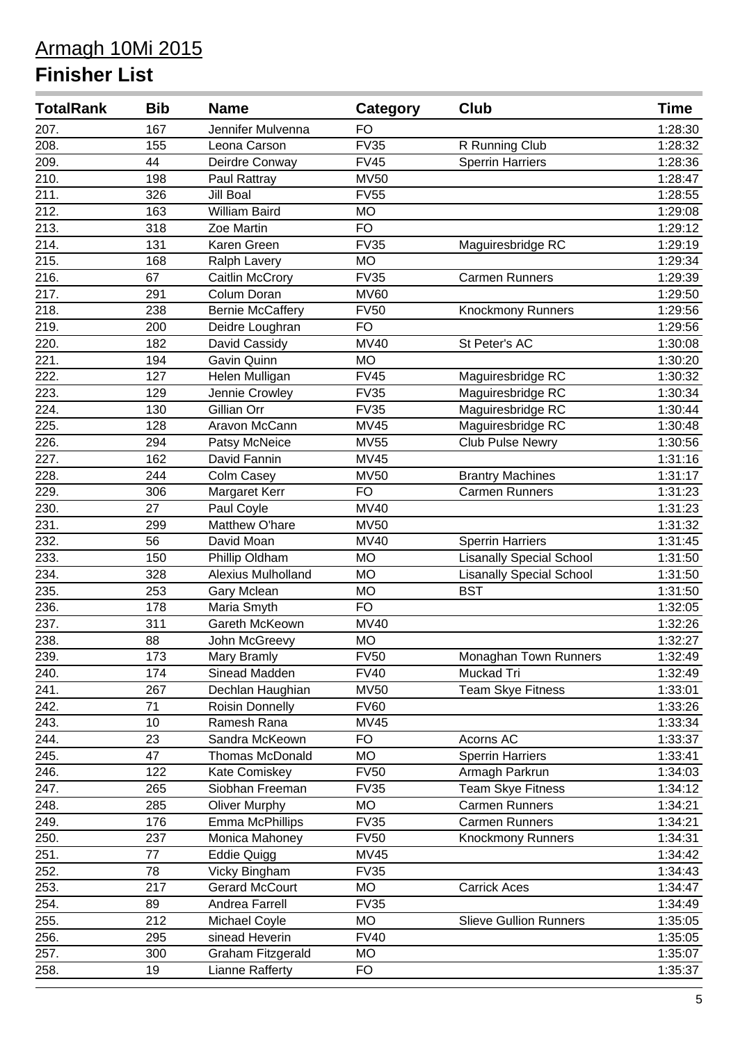# Armagh 10Mi 2015

# Finisher List

| TotalRank | Bib | Name | Category | Club | Time |
|---|---|---|---|---|---|
| 207. | 167 | Jennifer Mulvenna | FO | | 1:28:30 |
| 208. | 155 | Leona Carson | FV35 | R Running Club | 1:28:32 |
| 209. | 44 | Deirdre Conway | FV45 | Sperrin Harriers | 1:28:36 |
| 210. | 198 | Paul Rattray | MV50 | | 1:28:47 |
| 211. | 326 | Jill Boal | FV55 | | 1:28:55 |
| 212. | 163 | William Baird | MO | | 1:29:08 |
| 213. | 318 | Zoe Martin | FO | | 1:29:12 |
| 214. | 131 | Karen Green | FV35 | Maguiresbridge RC | 1:29:19 |
| 215. | 168 | Ralph Lavery | MO | | 1:29:34 |
| 216. | 67 | Caitlin McCrory | FV35 | Carmen Runners | 1:29:39 |
| 217. | 291 | Colum Doran | MV60 | | 1:29:50 |
| 218. | 238 | Bernie McCaffery | FV50 | Knockmony Runners | 1:29:56 |
| 219. | 200 | Deidre Loughran | FO | | 1:29:56 |
| 220. | 182 | David Cassidy | MV40 | St Peter's AC | 1:30:08 |
| 221. | 194 | Gavin Quinn | MO | | 1:30:20 |
| 222. | 127 | Helen Mulligan | FV45 | Maguiresbridge RC | 1:30:32 |
| 223. | 129 | Jennie Crowley | FV35 | Maguiresbridge RC | 1:30:34 |
| 224. | 130 | Gillian Orr | FV35 | Maguiresbridge RC | 1:30:44 |
| 225. | 128 | Aravon McCann | MV45 | Maguiresbridge RC | 1:30:48 |
| 226. | 294 | Patsy McNeice | MV55 | Club Pulse Newry | 1:30:56 |
| 227. | 162 | David Fannin | MV45 | | 1:31:16 |
| 228. | 244 | Colm Casey | MV50 | Brantry Machines | 1:31:17 |
| 229. | 306 | Margaret Kerr | FO | Carmen Runners | 1:31:23 |
| 230. | 27 | Paul Coyle | MV40 | | 1:31:23 |
| 231. | 299 | Matthew O'hare | MV50 | | 1:31:32 |
| 232. | 56 | David Moan | MV40 | Sperrin Harriers | 1:31:45 |
| 233. | 150 | Phillip Oldham | MO | Lisanally Special School | 1:31:50 |
| 234. | 328 | Alexius Mulholland | MO | Lisanally Special School | 1:31:50 |
| 235. | 253 | Gary Mclean | MO | BST | 1:31:50 |
| 236. | 178 | Maria Smyth | FO | | 1:32:05 |
| 237. | 311 | Gareth McKeown | MV40 | | 1:32:26 |
| 238. | 88 | John McGreevy | MO | | 1:32:27 |
| 239. | 173 | Mary Bramly | FV50 | Monaghan Town Runners | 1:32:49 |
| 240. | 174 | Sinead Madden | FV40 | Muckad Tri | 1:32:49 |
| 241. | 267 | Dechlan Haughian | MV50 | Team Skye Fitness | 1:33:01 |
| 242. | 71 | Roisin Donnelly | FV60 | | 1:33:26 |
| 243. | 10 | Ramesh Rana | MV45 | | 1:33:34 |
| 244. | 23 | Sandra McKeown | FO | Acorns AC | 1:33:37 |
| 245. | 47 | Thomas McDonald | MO | Sperrin Harriers | 1:33:41 |
| 246. | 122 | Kate Comiskey | FV50 | Armagh Parkrun | 1:34:03 |
| 247. | 265 | Siobhan Freeman | FV35 | Team Skye Fitness | 1:34:12 |
| 248. | 285 | Oliver Murphy | MO | Carmen Runners | 1:34:21 |
| 249. | 176 | Emma McPhillips | FV35 | Carmen Runners | 1:34:21 |
| 250. | 237 | Monica Mahoney | FV50 | Knockmony Runners | 1:34:31 |
| 251. | 77 | Eddie Quigg | MV45 | | 1:34:42 |
| 252. | 78 | Vicky Bingham | FV35 | | 1:34:43 |
| 253. | 217 | Gerard McCourt | MO | Carrick Aces | 1:34:47 |
| 254. | 89 | Andrea Farrell | FV35 | | 1:34:49 |
| 255. | 212 | Michael Coyle | MO | Slieve Gullion Runners | 1:35:05 |
| 256. | 295 | sinead Heverin | FV40 | | 1:35:05 |
| 257. | 300 | Graham Fitzgerald | MO | | 1:35:07 |
| 258. | 19 | Lianne Rafferty | FO | | 1:35:37 |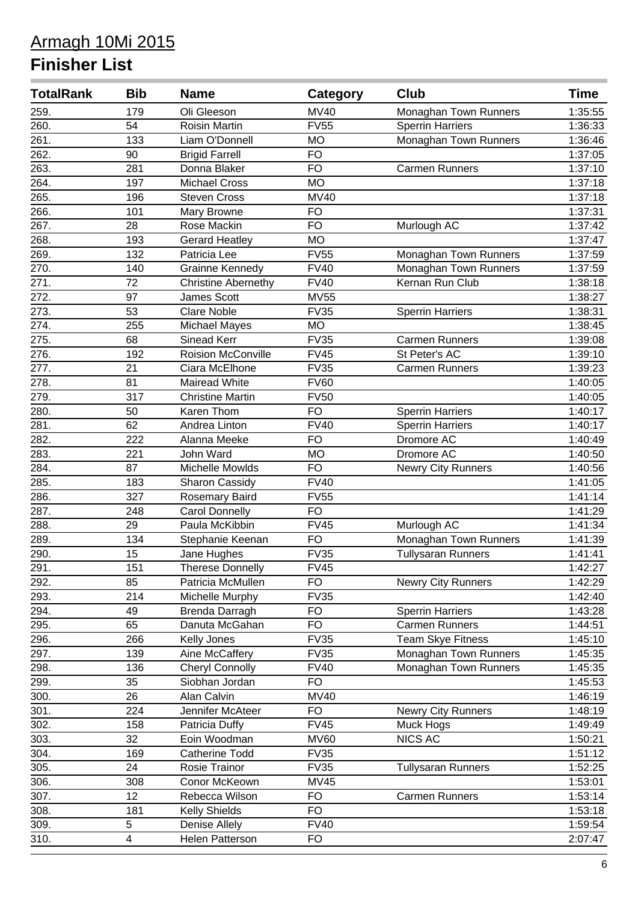# Armagh 10Mi 2015

## Finisher List

| TotalRank | Bib | Name | Category | Club | Time |
|---|---|---|---|---|---|
| 259. | 179 | Oli Gleeson | MV40 | Monaghan Town Runners | 1:35:55 |
| 260. | 54 | Roisin Martin | FV55 | Sperrin Harriers | 1:36:33 |
| 261. | 133 | Liam O'Donnell | MO | Monaghan Town Runners | 1:36:46 |
| 262. | 90 | Brigid Farrell | FO | | 1:37:05 |
| 263. | 281 | Donna Blaker | FO | Carmen Runners | 1:37:10 |
| 264. | 197 | Michael Cross | MO | | 1:37:18 |
| 265. | 196 | Steven Cross | MV40 | | 1:37:18 |
| 266. | 101 | Mary Browne | FO | | 1:37:31 |
| 267. | 28 | Rose Mackin | FO | Murlough AC | 1:37:42 |
| 268. | 193 | Gerard Heatley | MO | | 1:37:47 |
| 269. | 132 | Patricia Lee | FV55 | Monaghan Town Runners | 1:37:59 |
| 270. | 140 | Grainne Kennedy | FV40 | Monaghan Town Runners | 1:37:59 |
| 271. | 72 | Christine Abernethy | FV40 | Kernan Run Club | 1:38:18 |
| 272. | 97 | James Scott | MV55 | | 1:38:27 |
| 273. | 53 | Clare Noble | FV35 | Sperrin Harriers | 1:38:31 |
| 274. | 255 | Michael Mayes | MO | | 1:38:45 |
| 275. | 68 | Sinead Kerr | FV35 | Carmen Runners | 1:39:08 |
| 276. | 192 | Roision McConville | FV45 | St Peter's AC | 1:39:10 |
| 277. | 21 | Ciara McElhone | FV35 | Carmen Runners | 1:39:23 |
| 278. | 81 | Mairead White | FV60 | | 1:40:05 |
| 279. | 317 | Christine Martin | FV50 | | 1:40:05 |
| 280. | 50 | Karen Thom | FO | Sperrin Harriers | 1:40:17 |
| 281. | 62 | Andrea Linton | FV40 | Sperrin Harriers | 1:40:17 |
| 282. | 222 | Alanna Meeke | FO | Dromore AC | 1:40:49 |
| 283. | 221 | John Ward | MO | Dromore AC | 1:40:50 |
| 284. | 87 | Michelle Mowlds | FO | Newry City Runners | 1:40:56 |
| 285. | 183 | Sharon Cassidy | FV40 | | 1:41:05 |
| 286. | 327 | Rosemary Baird | FV55 | | 1:41:14 |
| 287. | 248 | Carol Donnelly | FO | | 1:41:29 |
| 288. | 29 | Paula McKibbin | FV45 | Murlough AC | 1:41:34 |
| 289. | 134 | Stephanie Keenan | FO | Monaghan Town Runners | 1:41:39 |
| 290. | 15 | Jane Hughes | FV35 | Tullysaran Runners | 1:41:41 |
| 291. | 151 | Therese Donnelly | FV45 | | 1:42:27 |
| 292. | 85 | Patricia McMullen | FO | Newry City Runners | 1:42:29 |
| 293. | 214 | Michelle Murphy | FV35 | | 1:42:40 |
| 294. | 49 | Brenda Darragh | FO | Sperrin Harriers | 1:43:28 |
| 295. | 65 | Danuta McGahan | FO | Carmen Runners | 1:44:51 |
| 296. | 266 | Kelly Jones | FV35 | Team Skye Fitness | 1:45:10 |
| 297. | 139 | Aine McCaffery | FV35 | Monaghan Town Runners | 1:45:35 |
| 298. | 136 | Cheryl Connolly | FV40 | Monaghan Town Runners | 1:45:35 |
| 299. | 35 | Siobhan Jordan | FO | | 1:45:53 |
| 300. | 26 | Alan Calvin | MV40 | | 1:46:19 |
| 301. | 224 | Jennifer McAteer | FO | Newry City Runners | 1:48:19 |
| 302. | 158 | Patricia Duffy | FV45 | Muck Hogs | 1:49:49 |
| 303. | 32 | Eoin Woodman | MV60 | NICS AC | 1:50:21 |
| 304. | 169 | Catherine Todd | FV35 | | 1:51:12 |
| 305. | 24 | Rosie Trainor | FV35 | Tullysaran Runners | 1:52:25 |
| 306. | 308 | Conor McKeown | MV45 | | 1:53:01 |
| 307. | 12 | Rebecca Wilson | FO | Carmen Runners | 1:53:14 |
| 308. | 181 | Kelly Shields | FO | | 1:53:18 |
| 309. | 5 | Denise Allely | FV40 | | 1:59:54 |
| 310. | 4 | Helen Patterson | FO | | 2:07:47 |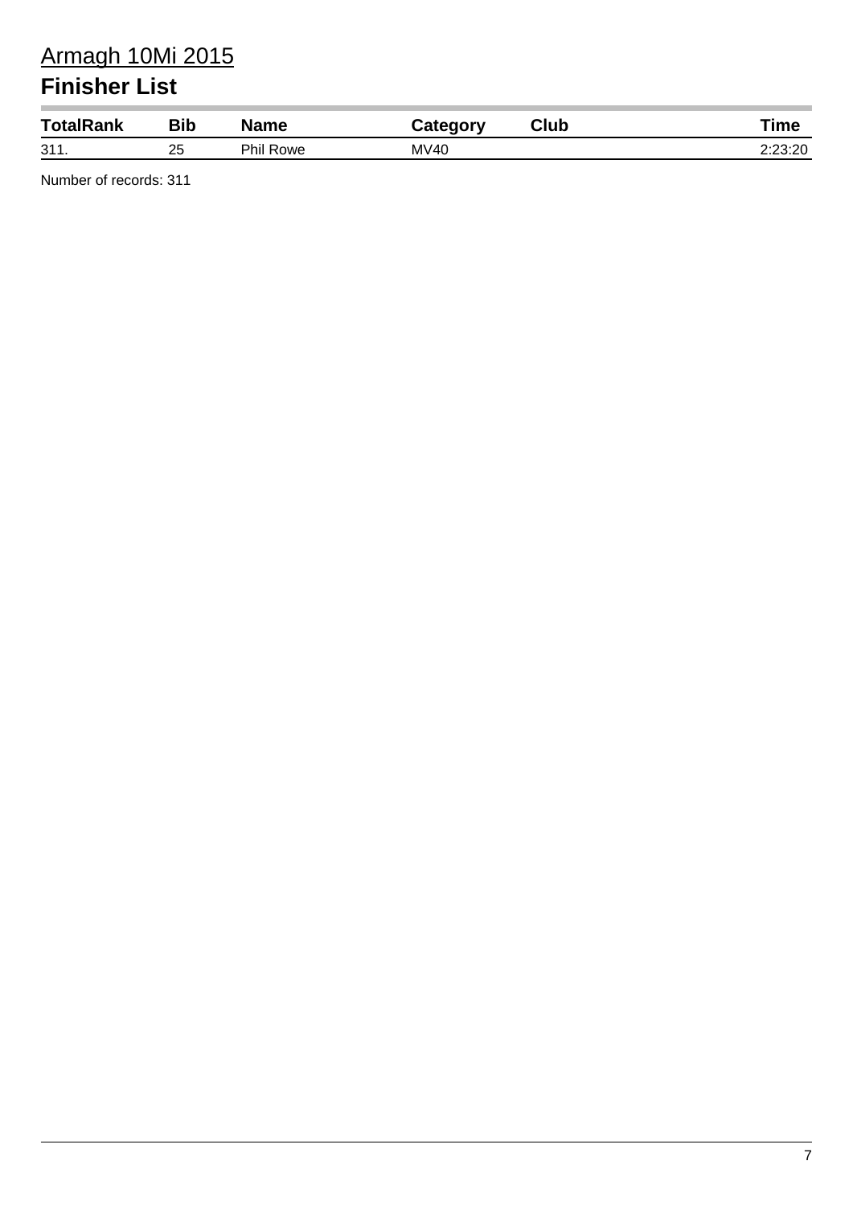# Armagh 10Mi 2015

## Finisher List

| TotalRank | Bib | Name | Category | Club | Time |
|---|---|---|---|---|---|
| 311. | 25 | Phil Rowe | MV40 | | 2:23:20 |

Number of records: 311